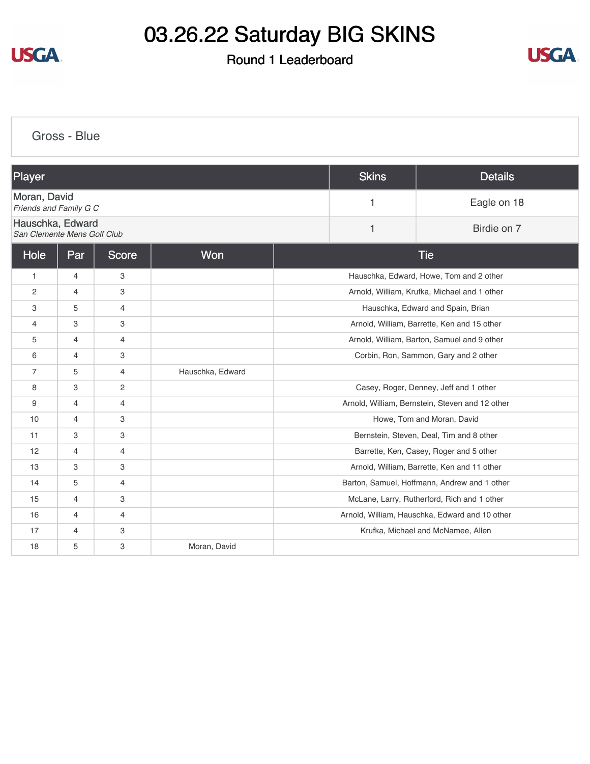# 03.26.22 Saturday BIG SKINS

## Round 1 Leaderboard

### Gross - Blue

| Player | Skins | Details |
|---|---|---|
| Moran, David<br>*Friends and Family G C* | 1 | Eagle on 18 |
| Hauschka, Edward<br>*San Clemente Mens Golf Club* | 1 | Birdie on 7 |

| Hole | Par | Score | Won | Tie |
|---|---|---|---|---|
| 1 | 4 | 3 | | Hauschka, Edward, Howe, Tom and 2 other |
| 2 | 4 | 3 | | Arnold, William, Krufka, Michael and 1 other |
| 3 | 5 | 4 | | Hauschka, Edward and Spain, Brian |
| 4 | 3 | 3 | | Arnold, William, Barrette, Ken and 15 other |
| 5 | 4 | 4 | | Arnold, William, Barton, Samuel and 9 other |
| 6 | 4 | 3 | | Corbin, Ron, Sammon, Gary and 2 other |
| 7 | 5 | 4 | Hauschka, Edward | |
| 8 | 3 | 2 | | Casey, Roger, Denney, Jeff and 1 other |
| 9 | 4 | 4 | | Arnold, William, Bernstein, Steven and 12 other |
| 10 | 4 | 3 | | Howe, Tom and Moran, David |
| 11 | 3 | 3 | | Bernstein, Steven, Deal, Tim and 8 other |
| 12 | 4 | 4 | | Barrette, Ken, Casey, Roger and 5 other |
| 13 | 3 | 3 | | Arnold, William, Barrette, Ken and 11 other |
| 14 | 5 | 4 | | Barton, Samuel, Hoffmann, Andrew and 1 other |
| 15 | 4 | 3 | | McLane, Larry, Rutherford, Rich and 1 other |
| 16 | 4 | 4 | | Arnold, William, Hauschka, Edward and 10 other |
| 17 | 4 | 3 | | Krufka, Michael and McNamee, Allen |
| 18 | 5 | 3 | Moran, David | |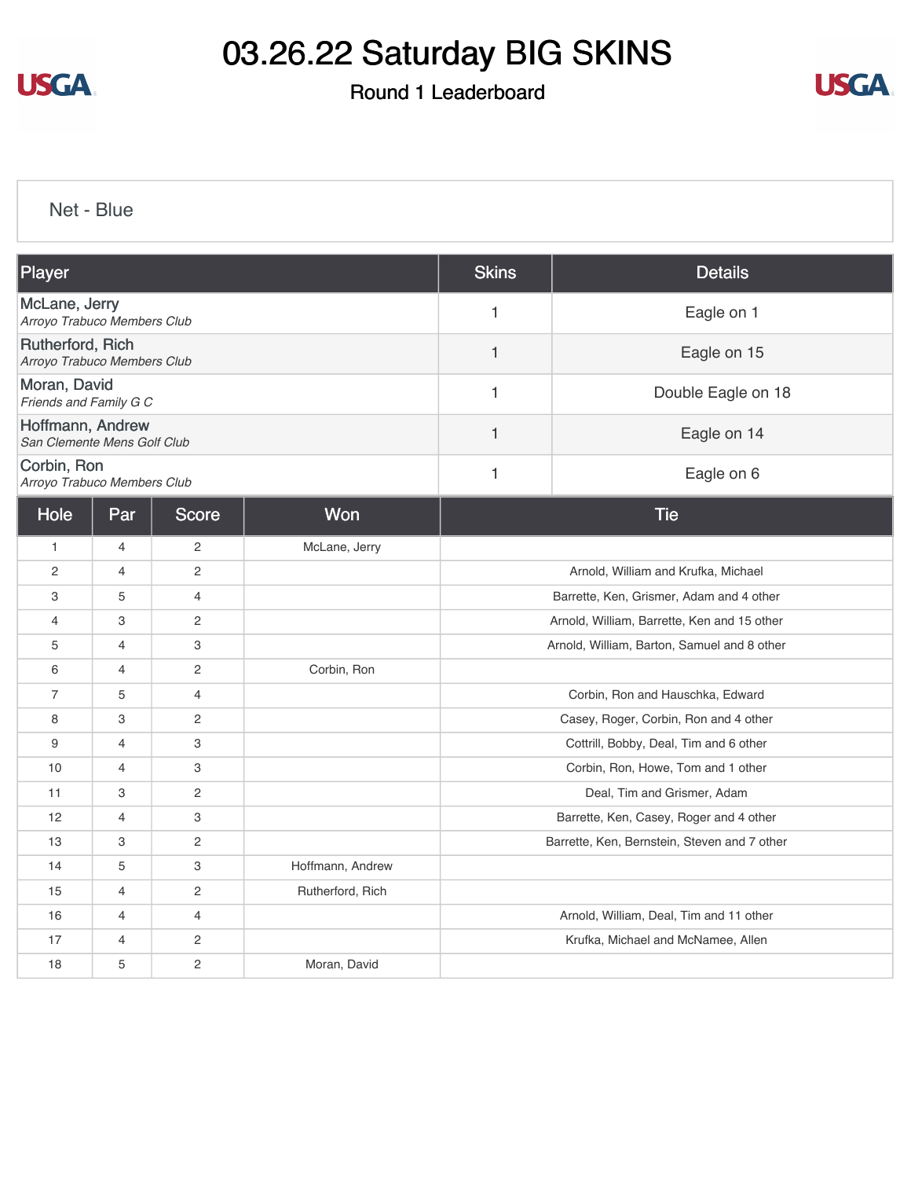# 03.26.22 Saturday BIG SKINS

## Round 1 Leaderboard

### Net - Blue

| Player | Skins | Details |
|---|---|---|
| McLane, Jerry<br>*Arroyo Trabuco Members Club* | 1 | Eagle on 1 |
| Rutherford, Rich<br>*Arroyo Trabuco Members Club* | 1 | Eagle on 15 |
| Moran, David<br>*Friends and Family G C* | 1 | Double Eagle on 18 |
| Hoffmann, Andrew<br>*San Clemente Mens Golf Club* | 1 | Eagle on 14 |
| Corbin, Ron<br>*Arroyo Trabuco Members Club* | 1 | Eagle on 6 |

| Hole | Par | Score | Won | Tie |
|---|---|---|---|---|
| 1 | 4 | 2 | McLane, Jerry | |
| 2 | 4 | 2 | | Arnold, William and Krufka, Michael |
| 3 | 5 | 4 | | Barrette, Ken, Grismer, Adam and 4 other |
| 4 | 3 | 2 | | Arnold, William, Barrette, Ken and 15 other |
| 5 | 4 | 3 | | Arnold, William, Barton, Samuel and 8 other |
| 6 | 4 | 2 | Corbin, Ron | |
| 7 | 5 | 4 | | Corbin, Ron and Hauschka, Edward |
| 8 | 3 | 2 | | Casey, Roger, Corbin, Ron and 4 other |
| 9 | 4 | 3 | | Cottrill, Bobby, Deal, Tim and 6 other |
| 10 | 4 | 3 | | Corbin, Ron, Howe, Tom and 1 other |
| 11 | 3 | 2 | | Deal, Tim and Grismer, Adam |
| 12 | 4 | 3 | | Barrette, Ken, Casey, Roger and 4 other |
| 13 | 3 | 2 | | Barrette, Ken, Bernstein, Steven and 7 other |
| 14 | 5 | 3 | Hoffmann, Andrew | |
| 15 | 4 | 2 | Rutherford, Rich | |
| 16 | 4 | 4 | | Arnold, William, Deal, Tim and 11 other |
| 17 | 4 | 2 | | Krufka, Michael and McNamee, Allen |
| 18 | 5 | 2 | Moran, David | |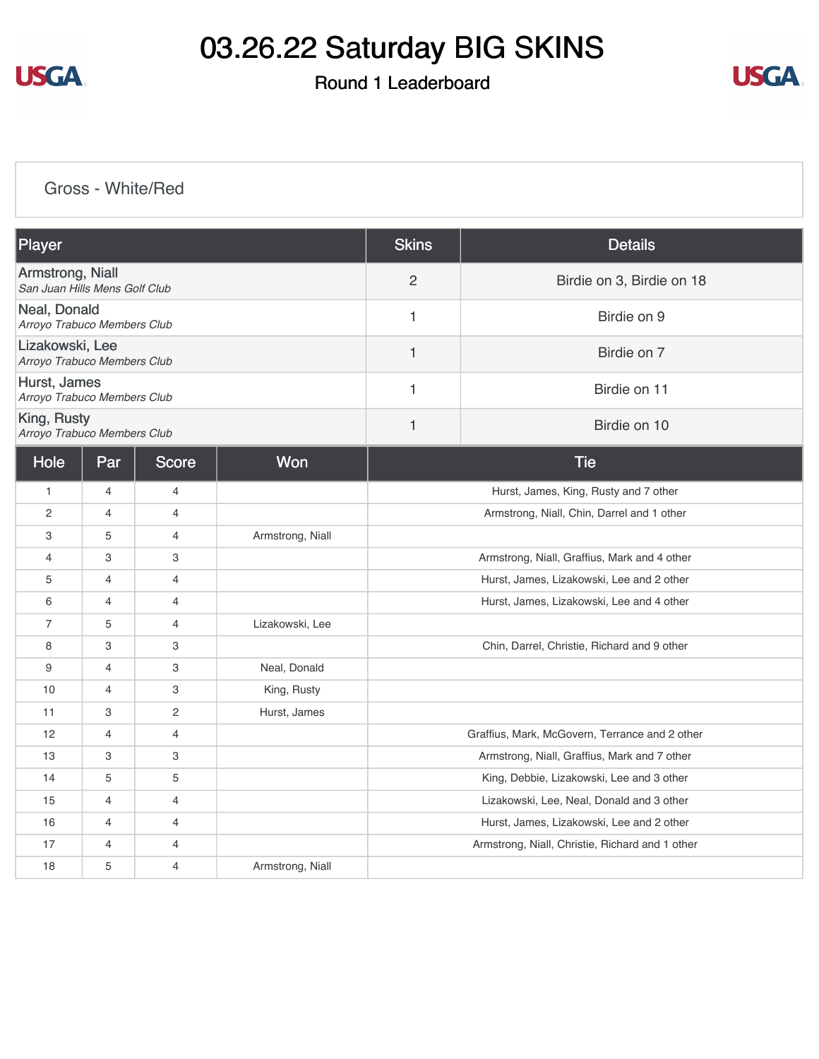# 03.26.22 Saturday BIG SKINS

## Round 1 Leaderboard

### Gross - White/Red

| Player | Skins | Details |
|---|---|---|
| Armstrong, Niall<br>*San Juan Hills Mens Golf Club* | 2 | Birdie on 3, Birdie on 18 |
| Neal, Donald<br>*Arroyo Trabuco Members Club* | 1 | Birdie on 9 |
| Lizakowski, Lee<br>*Arroyo Trabuco Members Club* | 1 | Birdie on 7 |
| Hurst, James<br>*Arroyo Trabuco Members Club* | 1 | Birdie on 11 |
| King, Rusty<br>*Arroyo Trabuco Members Club* | 1 | Birdie on 10 |

| Hole | Par | Score | Won | Tie |
|---|---|---|---|---|
| 1 | 4 | 4 | | Hurst, James, King, Rusty and 7 other |
| 2 | 4 | 4 | | Armstrong, Niall, Chin, Darrel and 1 other |
| 3 | 5 | 4 | Armstrong, Niall | |
| 4 | 3 | 3 | | Armstrong, Niall, Graffius, Mark and 4 other |
| 5 | 4 | 4 | | Hurst, James, Lizakowski, Lee and 2 other |
| 6 | 4 | 4 | | Hurst, James, Lizakowski, Lee and 4 other |
| 7 | 5 | 4 | Lizakowski, Lee | |
| 8 | 3 | 3 | | Chin, Darrel, Christie, Richard and 9 other |
| 9 | 4 | 3 | Neal, Donald | |
| 10 | 4 | 3 | King, Rusty | |
| 11 | 3 | 2 | Hurst, James | |
| 12 | 4 | 4 | | Graffius, Mark, McGovern, Terrance and 2 other |
| 13 | 3 | 3 | | Armstrong, Niall, Graffius, Mark and 7 other |
| 14 | 5 | 5 | | King, Debbie, Lizakowski, Lee and 3 other |
| 15 | 4 | 4 | | Lizakowski, Lee, Neal, Donald and 3 other |
| 16 | 4 | 4 | | Hurst, James, Lizakowski, Lee and 2 other |
| 17 | 4 | 4 | | Armstrong, Niall, Christie, Richard and 1 other |
| 18 | 5 | 4 | Armstrong, Niall | |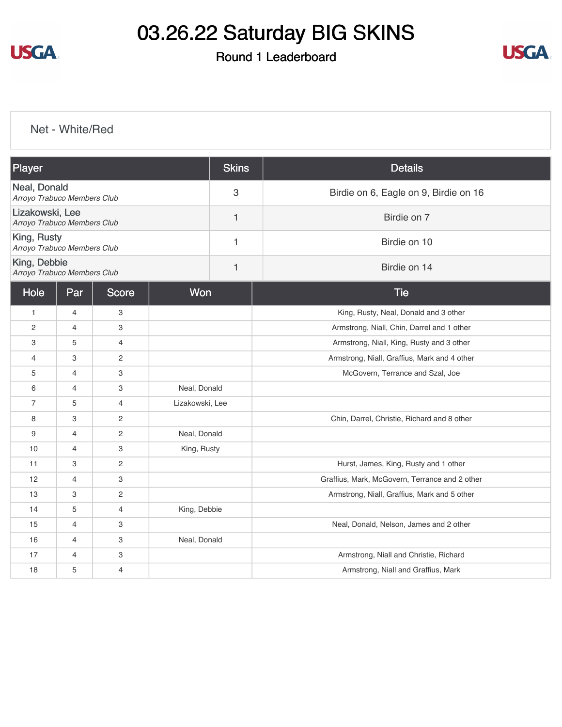# 03.26.22 Saturday BIG SKINS

## Round 1 Leaderboard

### Net - White/Red

| Player | Skins | Details |
|---|---|---|
| Neal, Donald *Arroyo Trabuco Members Club* | 3 | Birdie on 6, Eagle on 9, Birdie on 16 |
| Lizakowski, Lee *Arroyo Trabuco Members Club* | 1 | Birdie on 7 |
| King, Rusty *Arroyo Trabuco Members Club* | 1 | Birdie on 10 |
| King, Debbie *Arroyo Trabuco Members Club* | 1 | Birdie on 14 |

| Hole | Par | Score | Won | Tie |
|---|---|---|---|---|
| 1 | 4 | 3 | | King, Rusty, Neal, Donald and 3 other |
| 2 | 4 | 3 | | Armstrong, Niall, Chin, Darrel and 1 other |
| 3 | 5 | 4 | | Armstrong, Niall, King, Rusty and 3 other |
| 4 | 3 | 2 | | Armstrong, Niall, Graffius, Mark and 4 other |
| 5 | 4 | 3 | | McGovern, Terrance and Szal, Joe |
| 6 | 4 | 3 | Neal, Donald | |
| 7 | 5 | 4 | Lizakowski, Lee | |
| 8 | 3 | 2 | | Chin, Darrel, Christie, Richard and 8 other |
| 9 | 4 | 2 | Neal, Donald | |
| 10 | 4 | 3 | King, Rusty | |
| 11 | 3 | 2 | | Hurst, James, King, Rusty and 1 other |
| 12 | 4 | 3 | | Graffius, Mark, McGovern, Terrance and 2 other |
| 13 | 3 | 2 | | Armstrong, Niall, Graffius, Mark and 5 other |
| 14 | 5 | 4 | King, Debbie | |
| 15 | 4 | 3 | | Neal, Donald, Nelson, James and 2 other |
| 16 | 4 | 3 | Neal, Donald | |
| 17 | 4 | 3 | | Armstrong, Niall and Christie, Richard |
| 18 | 5 | 4 | | Armstrong, Niall and Graffius, Mark |